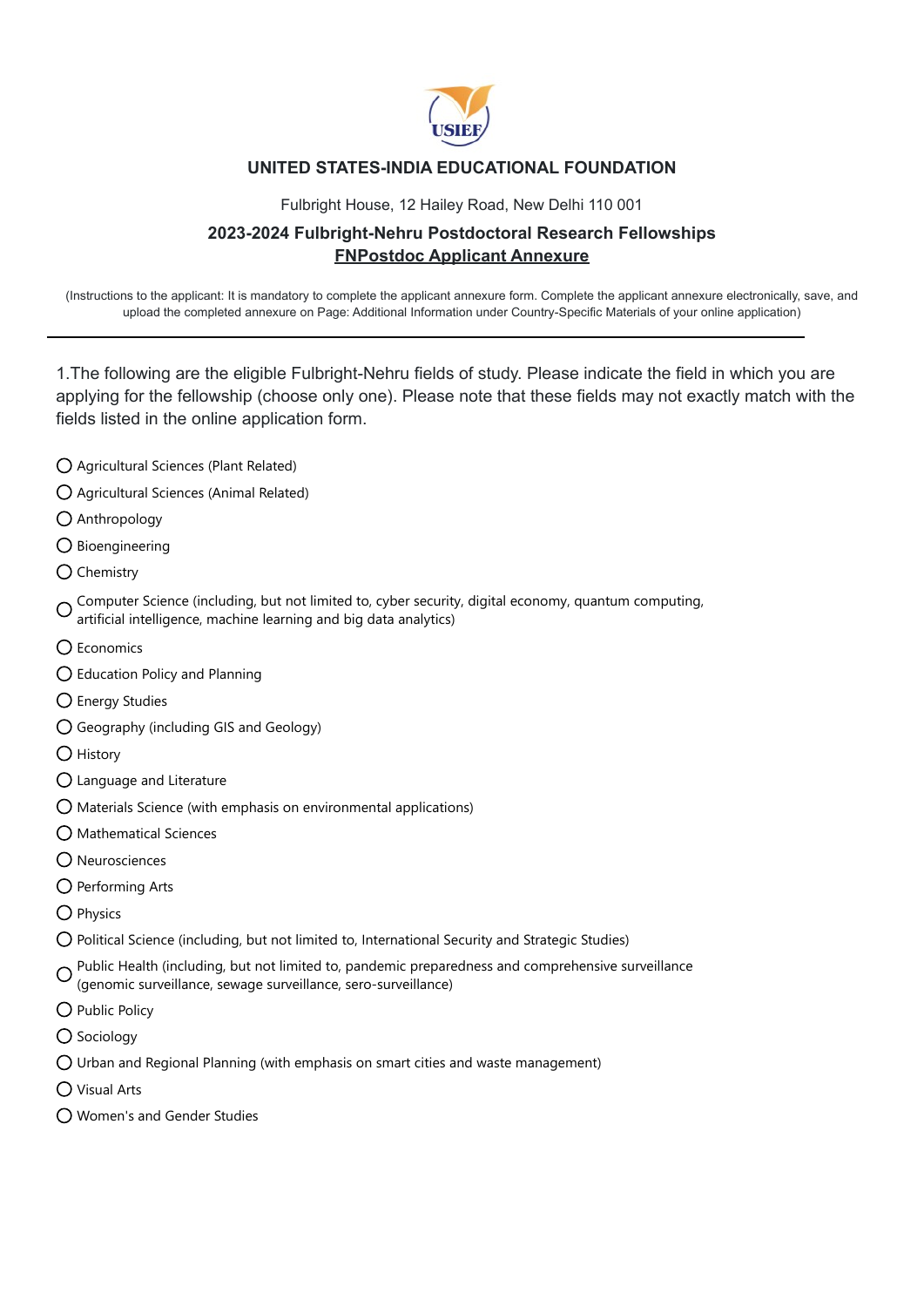# UNITED STATES-INDIA EDUCATIONAL FOUNDATION

Fulbright House, 12 Hailey Road, New Delhi 110 001

## 2023-2024 Fulbright-Nehru Postdoctoral Research Fellowships

## FNPostdoc Applicant Annexure

(Instructions to the applicant: It is mandatory to complete the applicant annexure form. Complete the applicant annexure electronically, save, and upload the completed annexure on Page: Additional Information under Country-Specific Materials of your online application)

---

1.The following are the eligible Fulbright-Nehru fields of study. Please indicate the field in which you are applying for the fellowship (choose only one). Please note that these fields may not exactly match with the fields listed in the online application form.

- ○ Agricultural Sciences (Plant Related)
- ○ Agricultural Sciences (Animal Related)
- ○ Anthropology
- ○ Bioengineering
- ○ Chemistry
- ○ Computer Science (including, but not limited to, cyber security, digital economy, quantum computing, artificial intelligence, machine learning and big data analytics)
- ○ Economics
- ○ Education Policy and Planning
- ○ Energy Studies
- ○ Geography (including GIS and Geology)
- ○ History
- ○ Language and Literature
- ○ Materials Science (with emphasis on environmental applications)
- ○ Mathematical Sciences
- ○ Neurosciences
- ○ Performing Arts
- ○ Physics
- ○ Political Science (including, but not limited to, International Security and Strategic Studies)
- ○ Public Health (including, but not limited to, pandemic preparedness and comprehensive surveillance (genomic surveillance, sewage surveillance, sero-surveillance)
- ○ Public Policy
- ○ Sociology
- ○ Urban and Regional Planning (with emphasis on smart cities and waste management)
- ○ Visual Arts
- ○ Women's and Gender Studies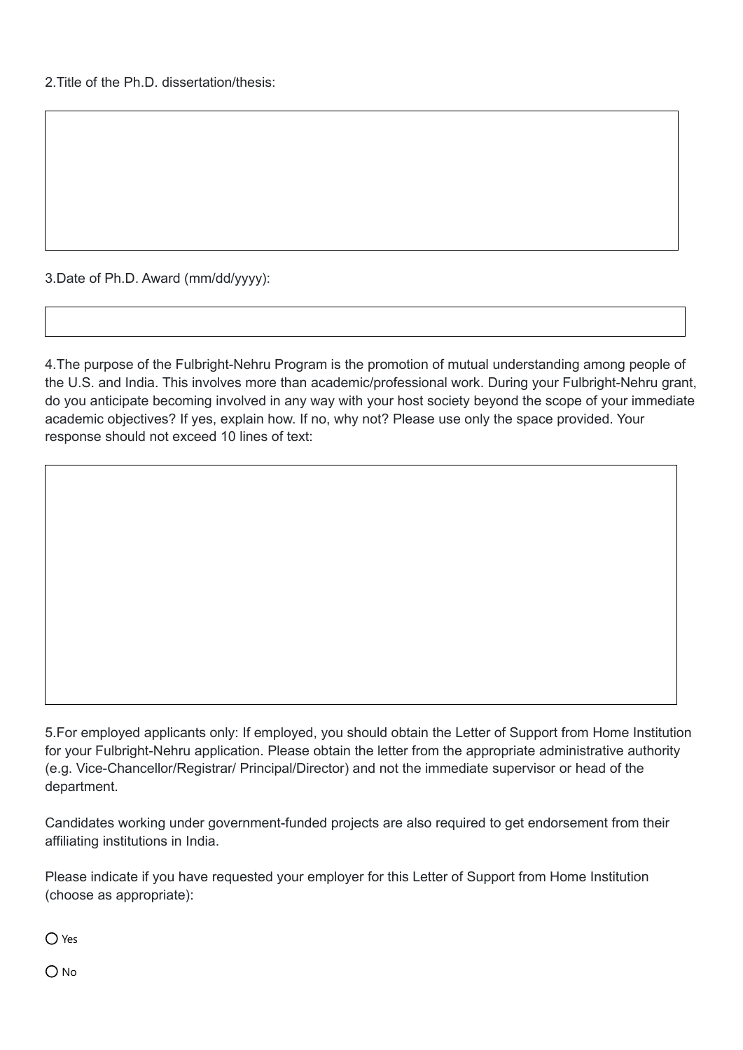2.Title of the Ph.D. dissertation/thesis:

3.Date of Ph.D. Award (mm/dd/yyyy):

4.The purpose of the Fulbright-Nehru Program is the promotion of mutual understanding among people of the U.S. and India. This involves more than academic/professional work. During your Fulbright-Nehru grant, do you anticipate becoming involved in any way with your host society beyond the scope of your immediate academic objectives? If yes, explain how. If no, why not? Please use only the space provided. Your response should not exceed 10 lines of text:

5.For employed applicants only: If employed, you should obtain the Letter of Support from Home Institution for your Fulbright-Nehru application. Please obtain the letter from the appropriate administrative authority (e.g. Vice-Chancellor/Registrar/ Principal/Director) and not the immediate supervisor or head of the department.

Candidates working under government-funded projects are also required to get endorsement from their affiliating institutions in India.

Please indicate if you have requested your employer for this Letter of Support from Home Institution (choose as appropriate):

- ○ Yes
- ○ No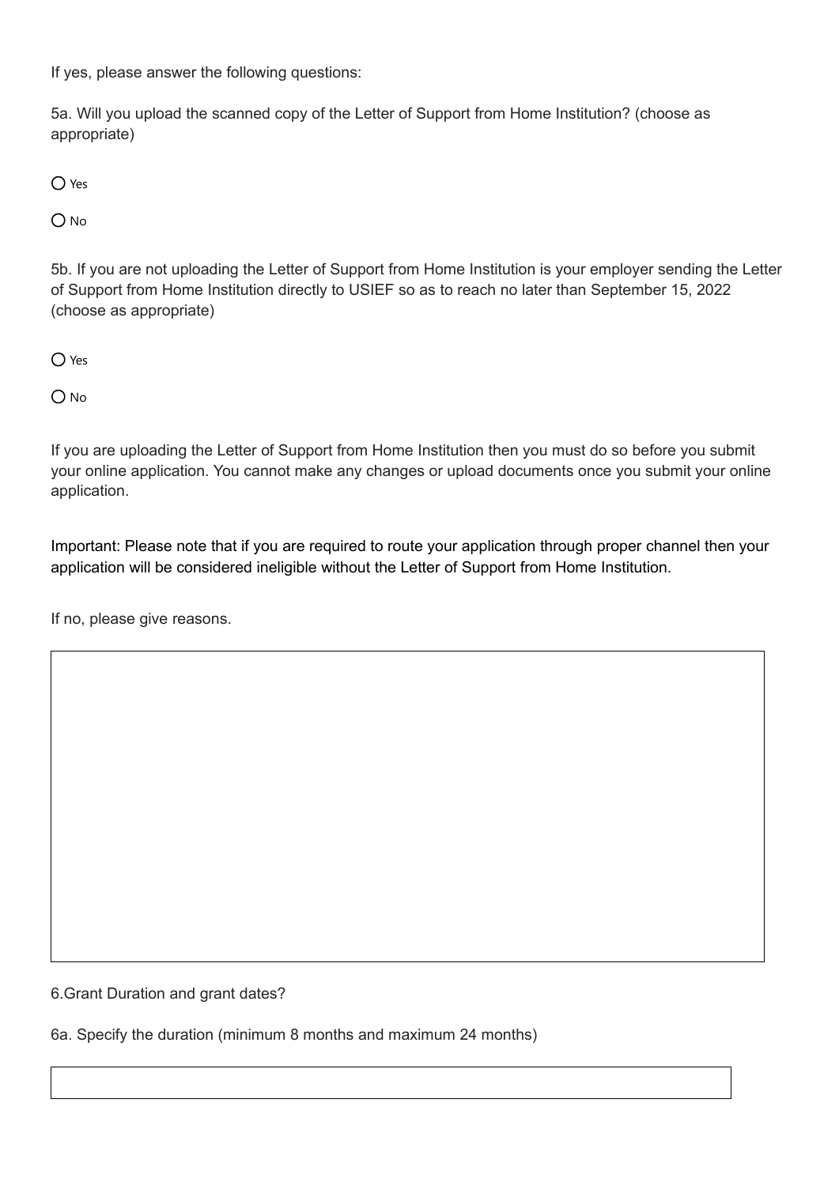If yes, please answer the following questions:

5a. Will you upload the scanned copy of the Letter of Support from Home Institution? (choose as appropriate)

○ Yes

○ No

5b. If you are not uploading the Letter of Support from Home Institution is your employer sending the Letter of Support from Home Institution directly to USIEF so as to reach no later than September 15, 2022 (choose as appropriate)

○ Yes

○ No

If you are uploading the Letter of Support from Home Institution then you must do so before you submit your online application. You cannot make any changes or upload documents once you submit your online application.

Important: Please note that if you are required to route your application through proper channel then your application will be considered ineligible without the Letter of Support from Home Institution.

If no, please give reasons.

6.Grant Duration and grant dates?

6a. Specify the duration (minimum 8 months and maximum 24 months)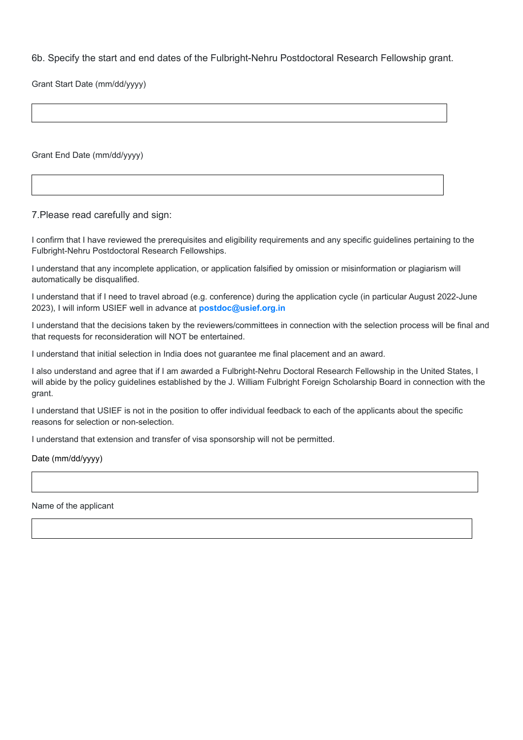6b. Specify the start and end dates of the Fulbright-Nehru Postdoctoral Research Fellowship grant.

Grant Start Date (mm/dd/yyyy)

Grant End Date (mm/dd/yyyy)

7.Please read carefully and sign:

I confirm that I have reviewed the prerequisites and eligibility requirements and any specific guidelines pertaining to the Fulbright-Nehru Postdoctoral Research Fellowships.

I understand that any incomplete application, or application falsified by omission or misinformation or plagiarism will automatically be disqualified.

I understand that if I need to travel abroad (e.g. conference) during the application cycle (in particular August 2022-June 2023), I will inform USIEF well in advance at **postdoc@usief.org.in**

I understand that the decisions taken by the reviewers/committees in connection with the selection process will be final and that requests for reconsideration will NOT be entertained.

I understand that initial selection in India does not guarantee me final placement and an award.

I also understand and agree that if I am awarded a Fulbright-Nehru Doctoral Research Fellowship in the United States, I will abide by the policy guidelines established by the J. William Fulbright Foreign Scholarship Board in connection with the grant.

I understand that USIEF is not in the position to offer individual feedback to each of the applicants about the specific reasons for selection or non-selection.

I understand that extension and transfer of visa sponsorship will not be permitted.

Date (mm/dd/yyyy)

Name of the applicant